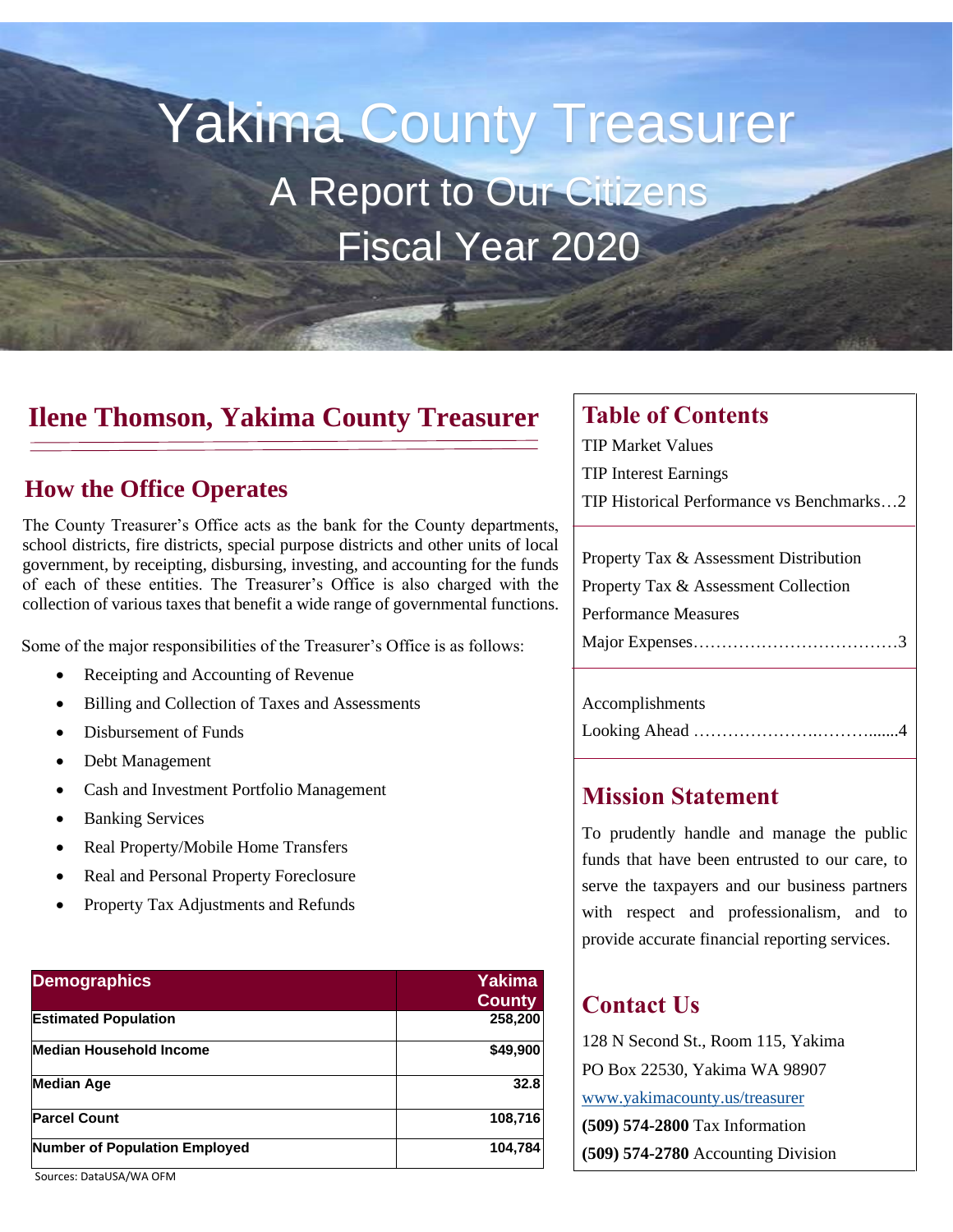# Yakima County Treasurer

## A Report to Our Citizens

## Fiscal Year 2020

## Ilene Thomson, Yakima County Treasurer

### How the Office Operates

The County Treasurer's Office acts as the bank for the County departments, school districts, fire districts, special purpose districts and other units of local government, by receipting, disbursing, investing, and accounting for the funds of each of these entities. The Treasurer's Office is also charged with the collection of various taxes that benefit a wide range of governmental functions.

Some of the major responsibilities of the Treasurer's Office is as follows:

- Receipting and Accounting of Revenue
- Billing and Collection of Taxes and Assessments
- Disbursement of Funds
- Debt Management
- Cash and Investment Portfolio Management
- Banking Services
- Real Property/Mobile Home Transfers
- Real and Personal Property Foreclosure
- Property Tax Adjustments and Refunds

| Demographics | Yakima County |
|---|---|
| **Estimated Population** | **258,200** |
| **Median Household Income** | **$49,900** |
| **Median Age** | **32.8** |
| **Parcel Count** | **108,716** |
| **Number of Population Employed** | **104,784** |

Sources: DataUSA/WA OFM

### Table of Contents

TIP Market Values
TIP Interest Earnings
TIP Historical Performance vs Benchmarks…2

Property Tax & Assessment Distribution
Property Tax & Assessment Collection
Performance Measures
Major Expenses………………………………3

Accomplishments
Looking Ahead ………………….………......4

### Mission Statement

To prudently handle and manage the public funds that have been entrusted to our care, to serve the taxpayers and our business partners with respect and professionalism, and to provide accurate financial reporting services.

### Contact Us

128 N Second St., Room 115, Yakima
PO Box 22530, Yakima WA 98907
www.yakimacounty.us/treasurer
**(509) 574-2800** Tax Information
**(509) 574-2780** Accounting Division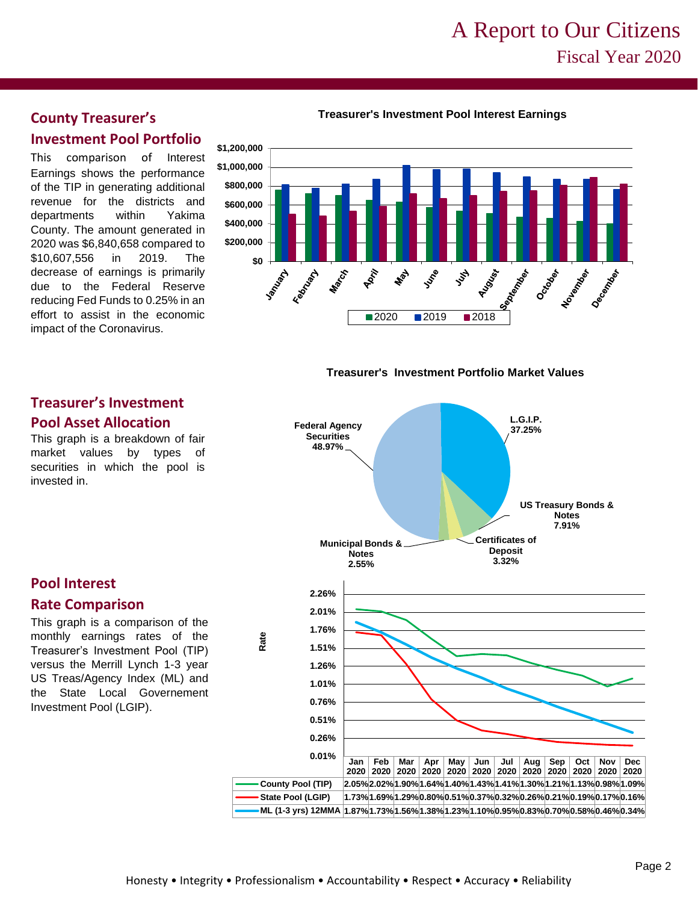# A Report to Our Citizens

## Fiscal Year 2020

## County Treasurer's Investment Pool Portfolio

This comparison of Interest Earnings shows the performance of the TIP in generating additional revenue for the districts and departments within Yakima County. The amount generated in 2020 was $6,840,658 compared to $10,607,556 in 2019. The decrease of earnings is primarily due to the Federal Reserve reducing Fed Funds to 0.25% in an effort to assist in the economic impact of the Coronavirus.

**Treasurer's Investment Pool Interest Earnings**

## Treasurer's Investment Pool Asset Allocation

This graph is a breakdown of fair market values by types of securities in which the pool is invested in.

**Treasurer's Investment Portfolio Market Values**

| Security Type | Percent |
|---|---|
| Federal Agency Securities | 48.97% |
| L.G.I.P. | 37.25% |
| US Treasury Bonds & Notes | 7.91% |
| Certificates of Deposit | 3.32% |
| Municipal Bonds & Notes | 2.55% |

## Pool Interest Rate Comparison

This graph is a comparison of the monthly earnings rates of the Treasurer's Investment Pool (TIP) versus the Merrill Lynch 1-3 year US Treas/Agency Index (ML) and the State Local Governement Investment Pool (LGIP).

| | Jan 2020 | Feb 2020 | Mar 2020 | Apr 2020 | May 2020 | Jun 2020 | Jul 2020 | Aug 2020 | Sep 2020 | Oct 2020 | Nov 2020 | Dec 2020 |
|---|---|---|---|---|---|---|---|---|---|---|---|---|
| County Pool (TIP) | 2.05% | 2.02% | 1.90% | 1.64% | 1.40% | 1.43% | 1.41% | 1.30% | 1.21% | 1.13% | 0.98% | 1.09% |
| State Pool (LGIP) | 1.73% | 1.69% | 1.29% | 0.80% | 0.51% | 0.37% | 0.32% | 0.26% | 0.21% | 0.19% | 0.17% | 0.16% |
| ML (1-3 yrs) 12MMA | 1.87% | 1.73% | 1.56% | 1.38% | 1.23% | 1.10% | 0.95% | 0.83% | 0.70% | 0.58% | 0.46% | 0.34% |

Honesty • Integrity • Professionalism • Accountability • Respect • Accuracy • Reliability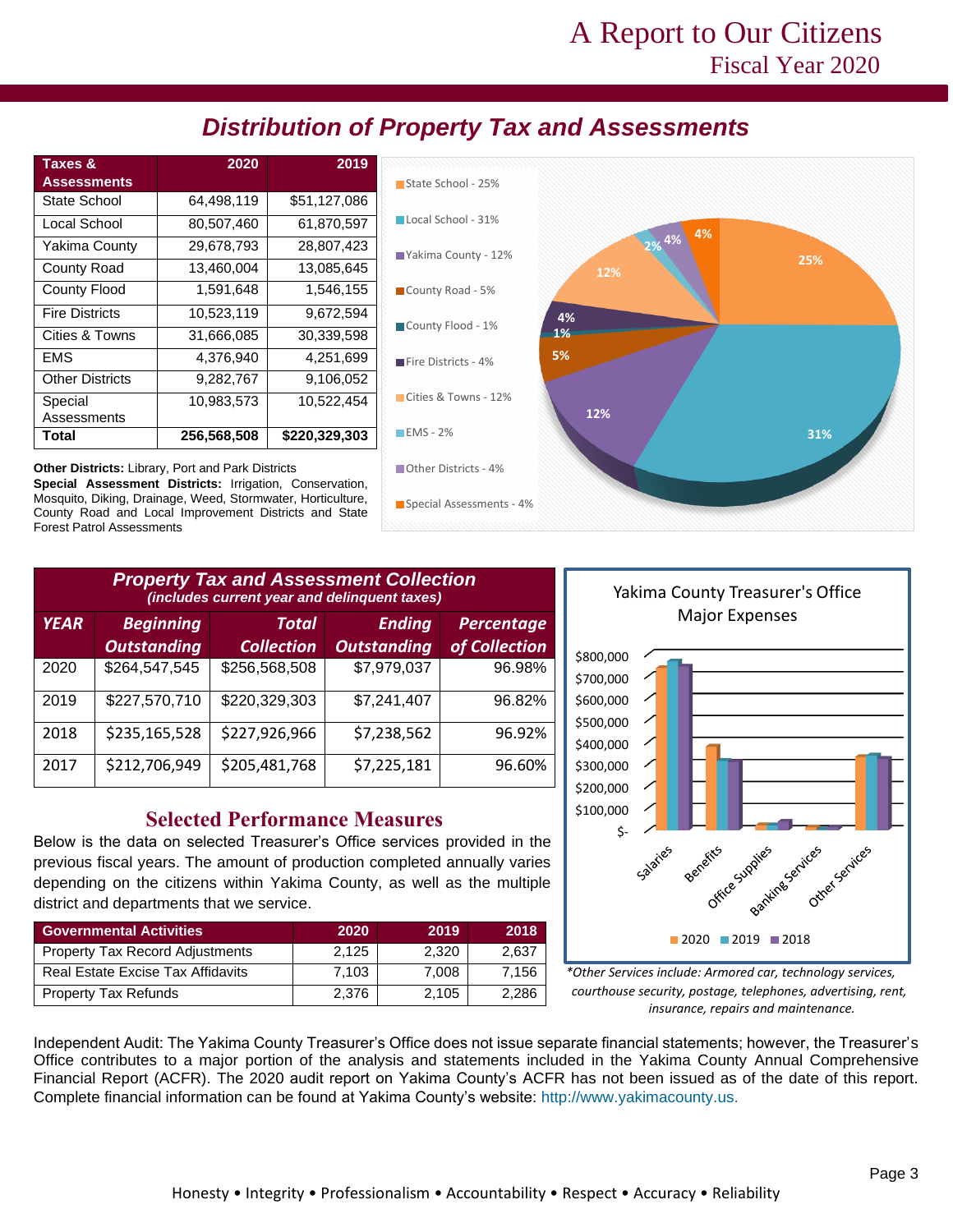# Distribution of Property Tax and Assessments

| Taxes & Assessments | 2020 | 2019 |
|---|---|---|
| State School | 64,498,119 | $51,127,086 |
| Local School | 80,507,460 | 61,870,597 |
| Yakima County | 29,678,793 | 28,807,423 |
| County Road | 13,460,004 | 13,085,645 |
| County Flood | 1,591,648 | 1,546,155 |
| Fire Districts | 10,523,119 | 9,672,594 |
| Cities & Towns | 31,666,085 | 30,339,598 |
| EMS | 4,376,940 | 4,251,699 |
| Other Districts | 9,282,767 | 9,106,052 |
| Special Assessments | 10,983,573 | 10,522,454 |
| **Total** | **256,568,508** | **$220,329,303** |

**Other Districts:** Library, Port and Park Districts
**Special Assessment Districts:** Irrigation, Conservation, Mosquito, Diking, Drainage, Weed, Stormwater, Horticulture, County Road and Local Improvement Districts and State Forest Patrol Assessments

State School - 25%
Local School - 31%
Yakima County - 12%
County Road - 5%
County Flood - 1%
Fire Districts - 4%
Cities & Towns - 12%
EMS - 2%
Other Districts - 4%
Special Assessments - 4%

## Property Tax and Assessment Collection
*(includes current year and delinquent taxes)*

| YEAR | Beginning Outstanding | Total Collection | Ending Outstanding | Percentage of Collection |
|---|---|---|---|---|
| 2020 | $264,547,545 | $256,568,508 | $7,979,037 | 96.98% |
| 2019 | $227,570,710 | $220,329,303 | $7,241,407 | 96.82% |
| 2018 | $235,165,528 | $227,926,966 | $7,238,562 | 96.92% |
| 2017 | $212,706,949 | $205,481,768 | $7,225,181 | 96.60% |

Yakima County Treasurer's Office Major Expenses

Salaries, Benefits, Office Supplies, Banking Services, Other Services (2020, 2019, 2018)

*\*Other Services include: Armored car, technology services, courthouse security, postage, telephones, advertising, rent, insurance, repairs and maintenance.*

## Selected Performance Measures

Below is the data on selected Treasurer's Office services provided in the previous fiscal years. The amount of production completed annually varies depending on the citizens within Yakima County, as well as the multiple district and departments that we service.

| Governmental Activities | 2020 | 2019 | 2018 |
|---|---|---|---|
| Property Tax Record Adjustments | 2,125 | 2,320 | 2,637 |
| Real Estate Excise Tax Affidavits | 7,103 | 7,008 | 7,156 |
| Property Tax Refunds | 2,376 | 2,105 | 2,286 |

Independent Audit: The Yakima County Treasurer's Office does not issue separate financial statements; however, the Treasurer's Office contributes to a major portion of the analysis and statements included in the Yakima County Annual Comprehensive Financial Report (ACFR). The 2020 audit report on Yakima County's ACFR has not been issued as of the date of this report. Complete financial information can be found at Yakima County's website: http://www.yakimacounty.us.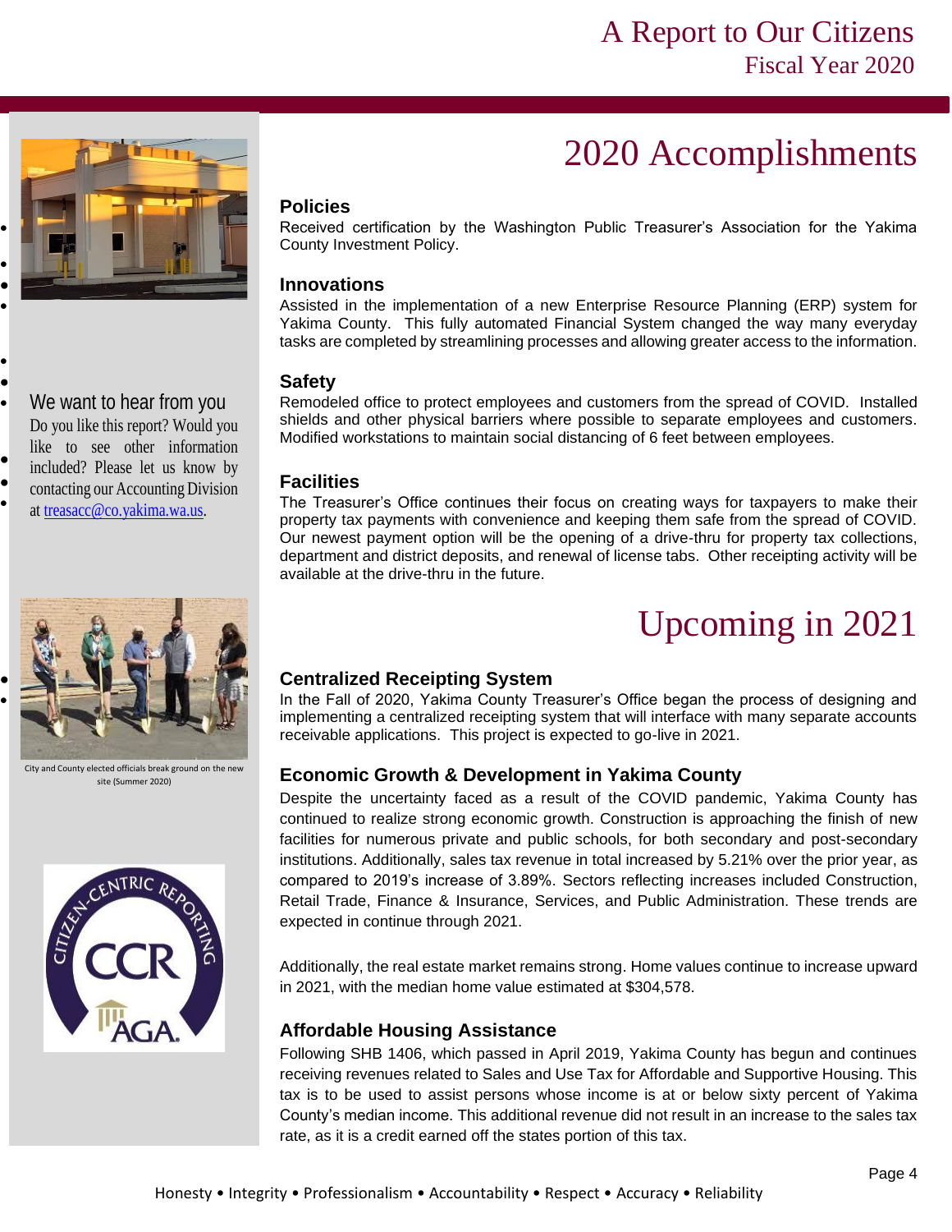# 2020 Accomplishments

### Policies

Received certification by the Washington Public Treasurer's Association for the Yakima County Investment Policy.

### Innovations

Assisted in the implementation of a new Enterprise Resource Planning (ERP) system for Yakima County. This fully automated Financial System changed the way many everyday tasks are completed by streamlining processes and allowing greater access to the information.

### Safety

Remodeled office to protect employees and customers from the spread of COVID. Installed shields and other physical barriers where possible to separate employees and customers. Modified workstations to maintain social distancing of 6 feet between employees.

### Facilities

The Treasurer's Office continues their focus on creating ways for taxpayers to make their property tax payments with convenience and keeping them safe from the spread of COVID. Our newest payment option will be the opening of a drive-thru for property tax collections, department and district deposits, and renewal of license tabs. Other receipting activity will be available at the drive-thru in the future.

## We want to hear from you

Do you like this report? Would you like to see other information included? Please let us know by contacting our Accounting Division at treasacc@co.yakima.wa.us.

City and County elected officials break ground on the new site (Summer 2020)

# Upcoming in 2021

### Centralized Receipting System

In the Fall of 2020, Yakima County Treasurer's Office began the process of designing and implementing a centralized receipting system that will interface with many separate accounts receivable applications. This project is expected to go-live in 2021.

### Economic Growth & Development in Yakima County

Despite the uncertainty faced as a result of the COVID pandemic, Yakima County has continued to realize strong economic growth. Construction is approaching the finish of new facilities for numerous private and public schools, for both secondary and post-secondary institutions. Additionally, sales tax revenue in total increased by 5.21% over the prior year, as compared to 2019's increase of 3.89%. Sectors reflecting increases included Construction, Retail Trade, Finance & Insurance, Services, and Public Administration. These trends are expected in continue through 2021.

Additionally, the real estate market remains strong. Home values continue to increase upward in 2021, with the median home value estimated at $304,578.

### Affordable Housing Assistance

Following SHB 1406, which passed in April 2019, Yakima County has begun and continues receiving revenues related to Sales and Use Tax for Affordable and Supportive Housing. This tax is to be used to assist persons whose income is at or below sixty percent of Yakima County's median income. This additional revenue did not result in an increase to the sales tax rate, as it is a credit earned off the states portion of this tax.

Honesty • Integrity • Professionalism • Accountability • Respect • Accuracy • Reliability